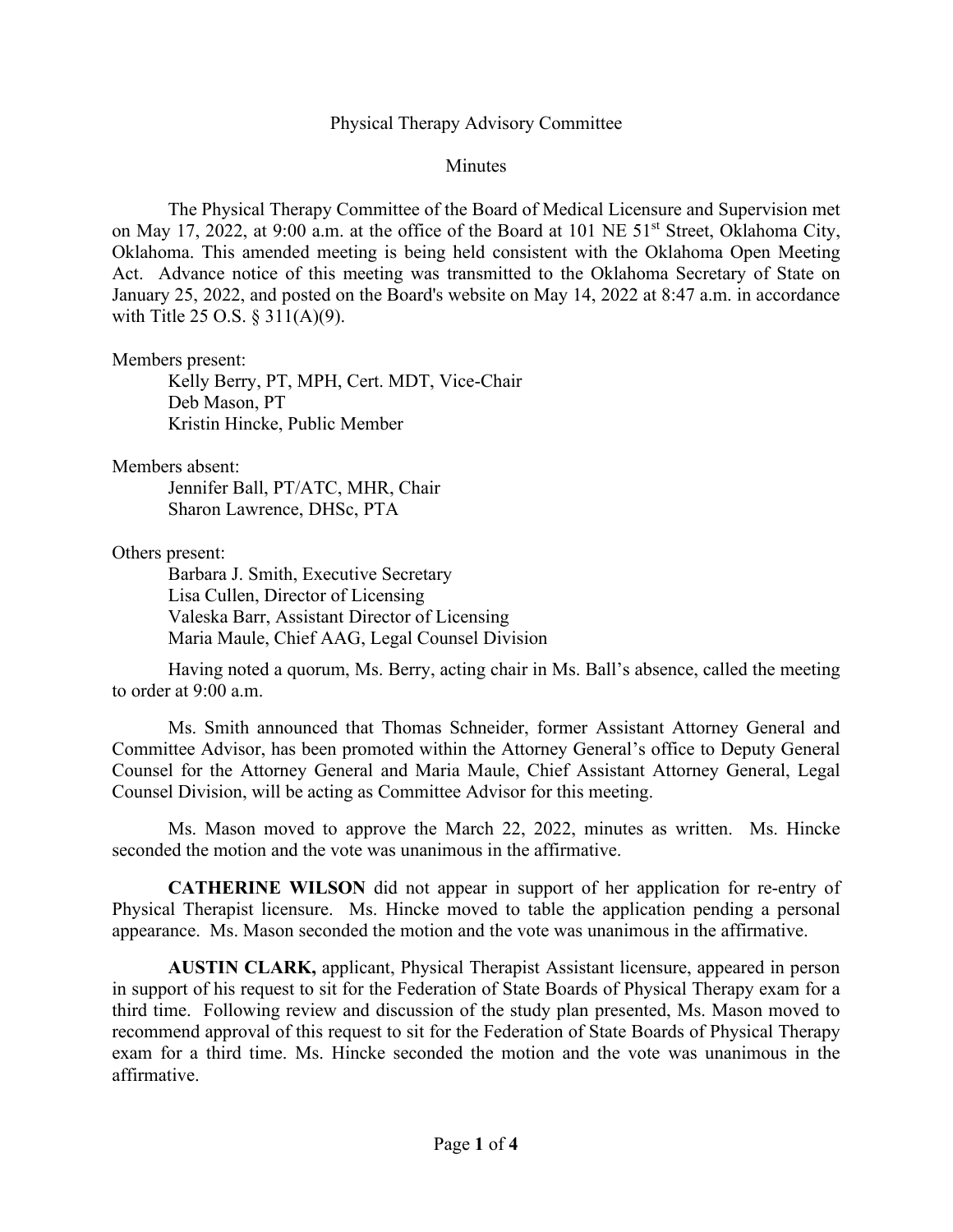Physical Therapy Advisory Committee

Minutes

The Physical Therapy Committee of the Board of Medical Licensure and Supervision met on May 17, 2022, at 9:00 a.m. at the office of the Board at 101 NE 51st Street, Oklahoma City, Oklahoma. This amended meeting is being held consistent with the Oklahoma Open Meeting Act. Advance notice of this meeting was transmitted to the Oklahoma Secretary of State on January 25, 2022, and posted on the Board's website on May 14, 2022 at 8:47 a.m. in accordance with Title 25 O.S. § 311(A)(9).

Members present:

- Kelly Berry, PT, MPH, Cert. MDT, Vice-Chair
- Deb Mason, PT
- Kristin Hincke, Public Member

Members absent:

- Jennifer Ball, PT/ATC, MHR, Chair
- Sharon Lawrence, DHSc, PTA

Others present:

- Barbara J. Smith, Executive Secretary
- Lisa Cullen, Director of Licensing
- Valeska Barr, Assistant Director of Licensing
- Maria Maule, Chief AAG, Legal Counsel Division

Having noted a quorum, Ms. Berry, acting chair in Ms. Ball's absence, called the meeting to order at 9:00 a.m.

Ms. Smith announced that Thomas Schneider, former Assistant Attorney General and Committee Advisor, has been promoted within the Attorney General's office to Deputy General Counsel for the Attorney General and Maria Maule, Chief Assistant Attorney General, Legal Counsel Division, will be acting as Committee Advisor for this meeting.

Ms. Mason moved to approve the March 22, 2022, minutes as written. Ms. Hincke seconded the motion and the vote was unanimous in the affirmative.

**CATHERINE WILSON** did not appear in support of her application for re-entry of Physical Therapist licensure. Ms. Hincke moved to table the application pending a personal appearance. Ms. Mason seconded the motion and the vote was unanimous in the affirmative.

**AUSTIN CLARK,** applicant, Physical Therapist Assistant licensure, appeared in person in support of his request to sit for the Federation of State Boards of Physical Therapy exam for a third time. Following review and discussion of the study plan presented, Ms. Mason moved to recommend approval of this request to sit for the Federation of State Boards of Physical Therapy exam for a third time. Ms. Hincke seconded the motion and the vote was unanimous in the affirmative.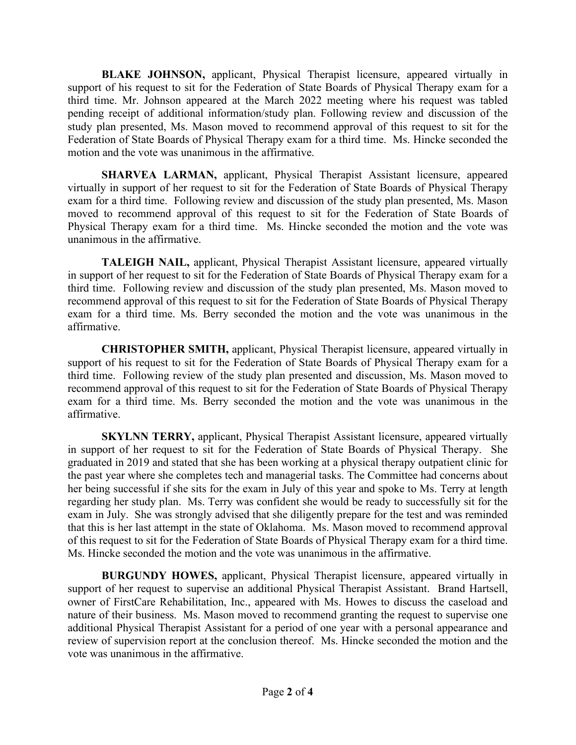**BLAKE JOHNSON,** applicant, Physical Therapist licensure, appeared virtually in support of his request to sit for the Federation of State Boards of Physical Therapy exam for a third time. Mr. Johnson appeared at the March 2022 meeting where his request was tabled pending receipt of additional information/study plan. Following review and discussion of the study plan presented, Ms. Mason moved to recommend approval of this request to sit for the Federation of State Boards of Physical Therapy exam for a third time. Ms. Hincke seconded the motion and the vote was unanimous in the affirmative.

**SHARVEA LARMAN,** applicant, Physical Therapist Assistant licensure, appeared virtually in support of her request to sit for the Federation of State Boards of Physical Therapy exam for a third time. Following review and discussion of the study plan presented, Ms. Mason moved to recommend approval of this request to sit for the Federation of State Boards of Physical Therapy exam for a third time. Ms. Hincke seconded the motion and the vote was unanimous in the affirmative.

**TALEIGH NAIL,** applicant, Physical Therapist Assistant licensure, appeared virtually in support of her request to sit for the Federation of State Boards of Physical Therapy exam for a third time. Following review and discussion of the study plan presented, Ms. Mason moved to recommend approval of this request to sit for the Federation of State Boards of Physical Therapy exam for a third time. Ms. Berry seconded the motion and the vote was unanimous in the affirmative.

**CHRISTOPHER SMITH,** applicant, Physical Therapist licensure, appeared virtually in support of his request to sit for the Federation of State Boards of Physical Therapy exam for a third time. Following review of the study plan presented and discussion, Ms. Mason moved to recommend approval of this request to sit for the Federation of State Boards of Physical Therapy exam for a third time. Ms. Berry seconded the motion and the vote was unanimous in the affirmative.

**SKYLNN TERRY,** applicant, Physical Therapist Assistant licensure, appeared virtually in support of her request to sit for the Federation of State Boards of Physical Therapy. She graduated in 2019 and stated that she has been working at a physical therapy outpatient clinic for the past year where she completes tech and managerial tasks. The Committee had concerns about her being successful if she sits for the exam in July of this year and spoke to Ms. Terry at length regarding her study plan. Ms. Terry was confident she would be ready to successfully sit for the exam in July. She was strongly advised that she diligently prepare for the test and was reminded that this is her last attempt in the state of Oklahoma. Ms. Mason moved to recommend approval of this request to sit for the Federation of State Boards of Physical Therapy exam for a third time. Ms. Hincke seconded the motion and the vote was unanimous in the affirmative.

**BURGUNDY HOWES,** applicant, Physical Therapist licensure, appeared virtually in support of her request to supervise an additional Physical Therapist Assistant. Brand Hartsell, owner of FirstCare Rehabilitation, Inc., appeared with Ms. Howes to discuss the caseload and nature of their business. Ms. Mason moved to recommend granting the request to supervise one additional Physical Therapist Assistant for a period of one year with a personal appearance and review of supervision report at the conclusion thereof. Ms. Hincke seconded the motion and the vote was unanimous in the affirmative.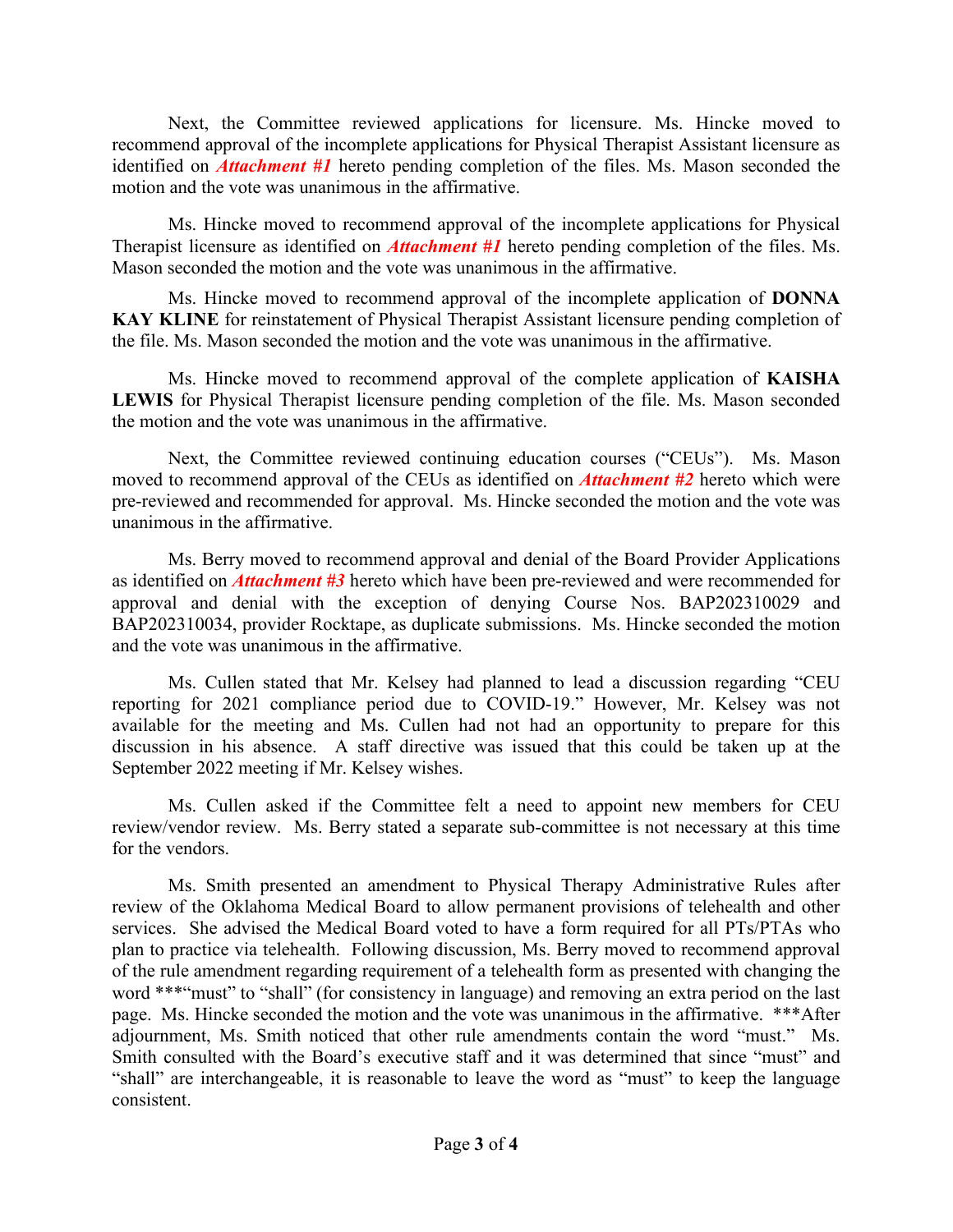Next, the Committee reviewed applications for licensure. Ms. Hincke moved to recommend approval of the incomplete applications for Physical Therapist Assistant licensure as identified on ***Attachment #1*** hereto pending completion of the files. Ms. Mason seconded the motion and the vote was unanimous in the affirmative.

Ms. Hincke moved to recommend approval of the incomplete applications for Physical Therapist licensure as identified on ***Attachment #1*** hereto pending completion of the files. Ms. Mason seconded the motion and the vote was unanimous in the affirmative.

Ms. Hincke moved to recommend approval of the incomplete application of **DONNA KAY KLINE** for reinstatement of Physical Therapist Assistant licensure pending completion of the file. Ms. Mason seconded the motion and the vote was unanimous in the affirmative.

Ms. Hincke moved to recommend approval of the complete application of **KAISHA LEWIS** for Physical Therapist licensure pending completion of the file. Ms. Mason seconded the motion and the vote was unanimous in the affirmative.

Next, the Committee reviewed continuing education courses ("CEUs"). Ms. Mason moved to recommend approval of the CEUs as identified on ***Attachment #2*** hereto which were pre-reviewed and recommended for approval. Ms. Hincke seconded the motion and the vote was unanimous in the affirmative.

Ms. Berry moved to recommend approval and denial of the Board Provider Applications as identified on ***Attachment #3*** hereto which have been pre-reviewed and were recommended for approval and denial with the exception of denying Course Nos. BAP202310029 and BAP202310034, provider Rocktape, as duplicate submissions. Ms. Hincke seconded the motion and the vote was unanimous in the affirmative.

Ms. Cullen stated that Mr. Kelsey had planned to lead a discussion regarding "CEU reporting for 2021 compliance period due to COVID-19." However, Mr. Kelsey was not available for the meeting and Ms. Cullen had not had an opportunity to prepare for this discussion in his absence. A staff directive was issued that this could be taken up at the September 2022 meeting if Mr. Kelsey wishes.

Ms. Cullen asked if the Committee felt a need to appoint new members for CEU review/vendor review. Ms. Berry stated a separate sub-committee is not necessary at this time for the vendors.

Ms. Smith presented an amendment to Physical Therapy Administrative Rules after review of the Oklahoma Medical Board to allow permanent provisions of telehealth and other services. She advised the Medical Board voted to have a form required for all PTs/PTAs who plan to practice via telehealth. Following discussion, Ms. Berry moved to recommend approval of the rule amendment regarding requirement of a telehealth form as presented with changing the word ***"must" to "shall" (for consistency in language) and removing an extra period on the last page. Ms. Hincke seconded the motion and the vote was unanimous in the affirmative. ***After adjournment, Ms. Smith noticed that other rule amendments contain the word "must." Ms. Smith consulted with the Board's executive staff and it was determined that since "must" and "shall" are interchangeable, it is reasonable to leave the word as "must" to keep the language consistent.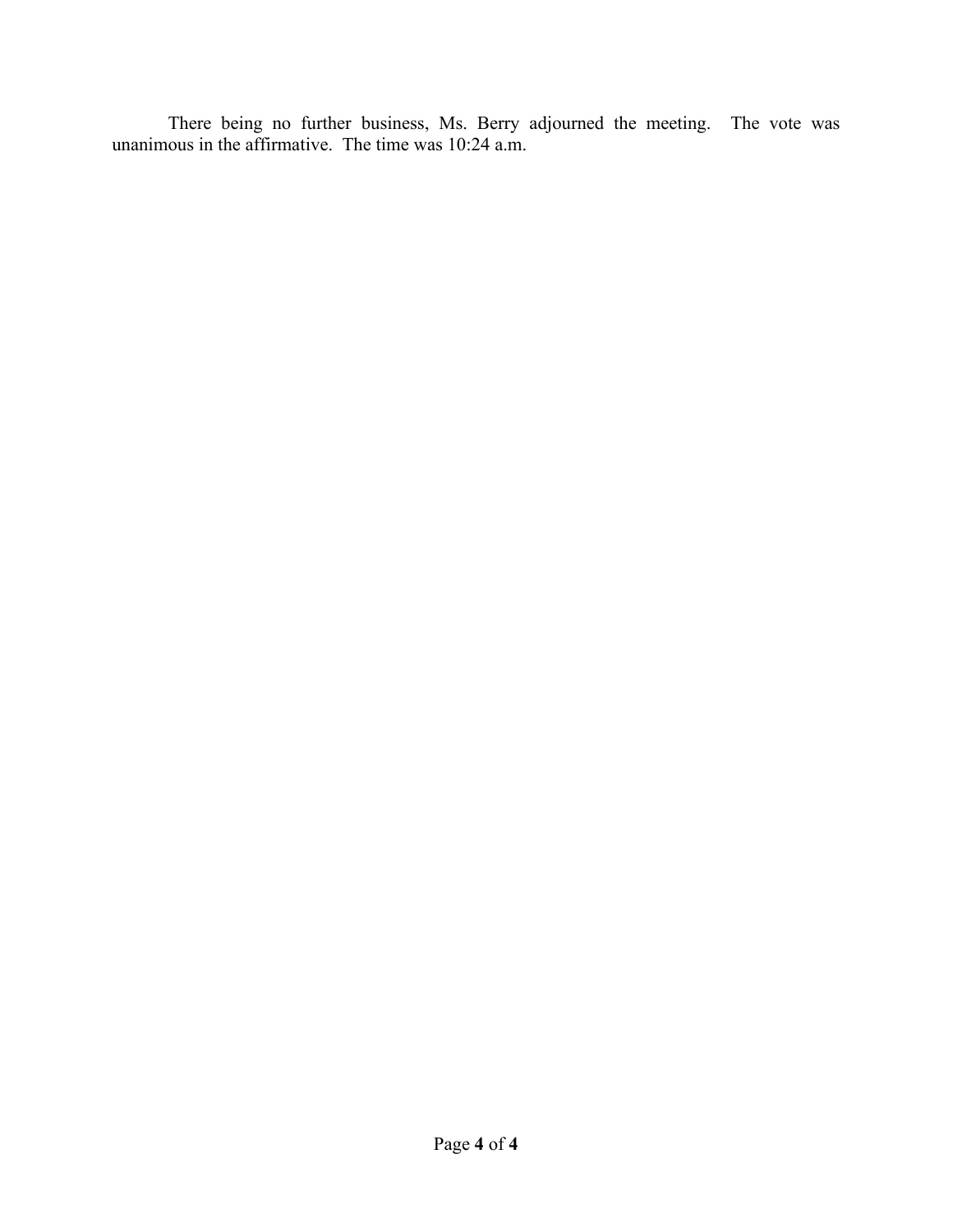There being no further business, Ms. Berry adjourned the meeting. The vote was unanimous in the affirmative. The time was 10:24 a.m.